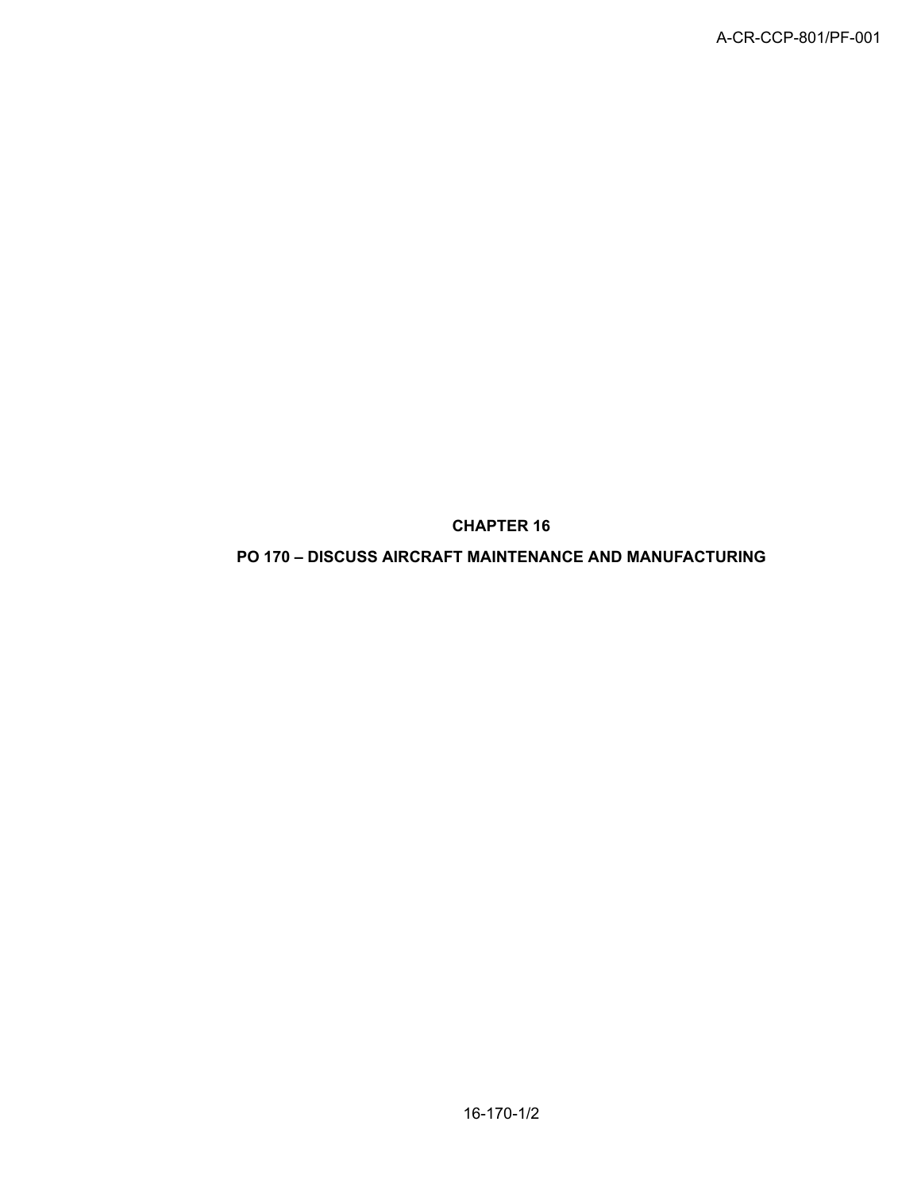# CHAPTER 16

## PO 170 – DISCUSS AIRCRAFT MAINTENANCE AND MANUFACTURING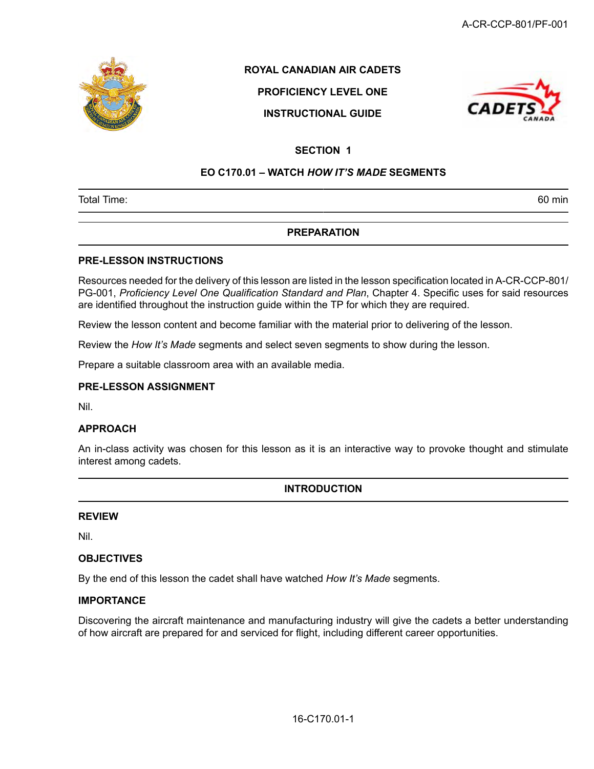**ROYAL CANADIAN AIR CADETS**

**PROFICIENCY LEVEL ONE**

**INSTRUCTIONAL GUIDE**

**SECTION 1**

**EO C170.01 – WATCH *HOW IT'S MADE* SEGMENTS**

| Total Time: | 60 min |
|---|---|

## PREPARATION

### PRE-LESSON INSTRUCTIONS

Resources needed for the delivery of this lesson are listed in the lesson specification located in A-CR-CCP-801/PG-001, *Proficiency Level One Qualification Standard and Plan*, Chapter 4. Specific uses for said resources are identified throughout the instruction guide within the TP for which they are required.

Review the lesson content and become familiar with the material prior to delivering of the lesson.

Review the *How It's Made* segments and select seven segments to show during the lesson.

Prepare a suitable classroom area with an available media.

### PRE-LESSON ASSIGNMENT

Nil.

### APPROACH

An in-class activity was chosen for this lesson as it is an interactive way to provoke thought and stimulate interest among cadets.

## INTRODUCTION

### REVIEW

Nil.

### OBJECTIVES

By the end of this lesson the cadet shall have watched *How It's Made* segments.

### IMPORTANCE

Discovering the aircraft maintenance and manufacturing industry will give the cadets a better understanding of how aircraft are prepared for and serviced for flight, including different career opportunities.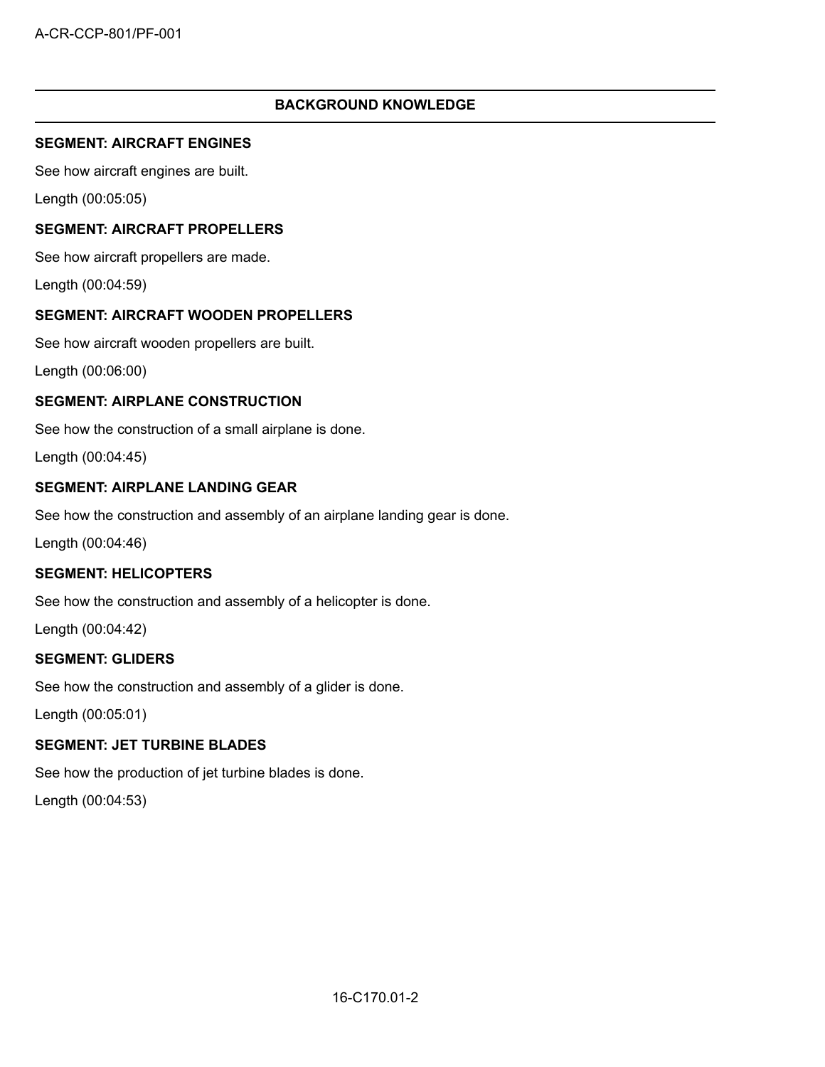## BACKGROUND KNOWLEDGE

**SEGMENT: AIRCRAFT ENGINES**

See how aircraft engines are built.

Length (00:05:05)

**SEGMENT: AIRCRAFT PROPELLERS**

See how aircraft propellers are made.

Length (00:04:59)

**SEGMENT: AIRCRAFT WOODEN PROPELLERS**

See how aircraft wooden propellers are built.

Length (00:06:00)

**SEGMENT: AIRPLANE CONSTRUCTION**

See how the construction of a small airplane is done.

Length (00:04:45)

**SEGMENT: AIRPLANE LANDING GEAR**

See how the construction and assembly of an airplane landing gear is done.

Length (00:04:46)

**SEGMENT: HELICOPTERS**

See how the construction and assembly of a helicopter is done.

Length (00:04:42)

**SEGMENT: GLIDERS**

See how the construction and assembly of a glider is done.

Length (00:05:01)

**SEGMENT: JET TURBINE BLADES**

See how the production of jet turbine blades is done.

Length (00:04:53)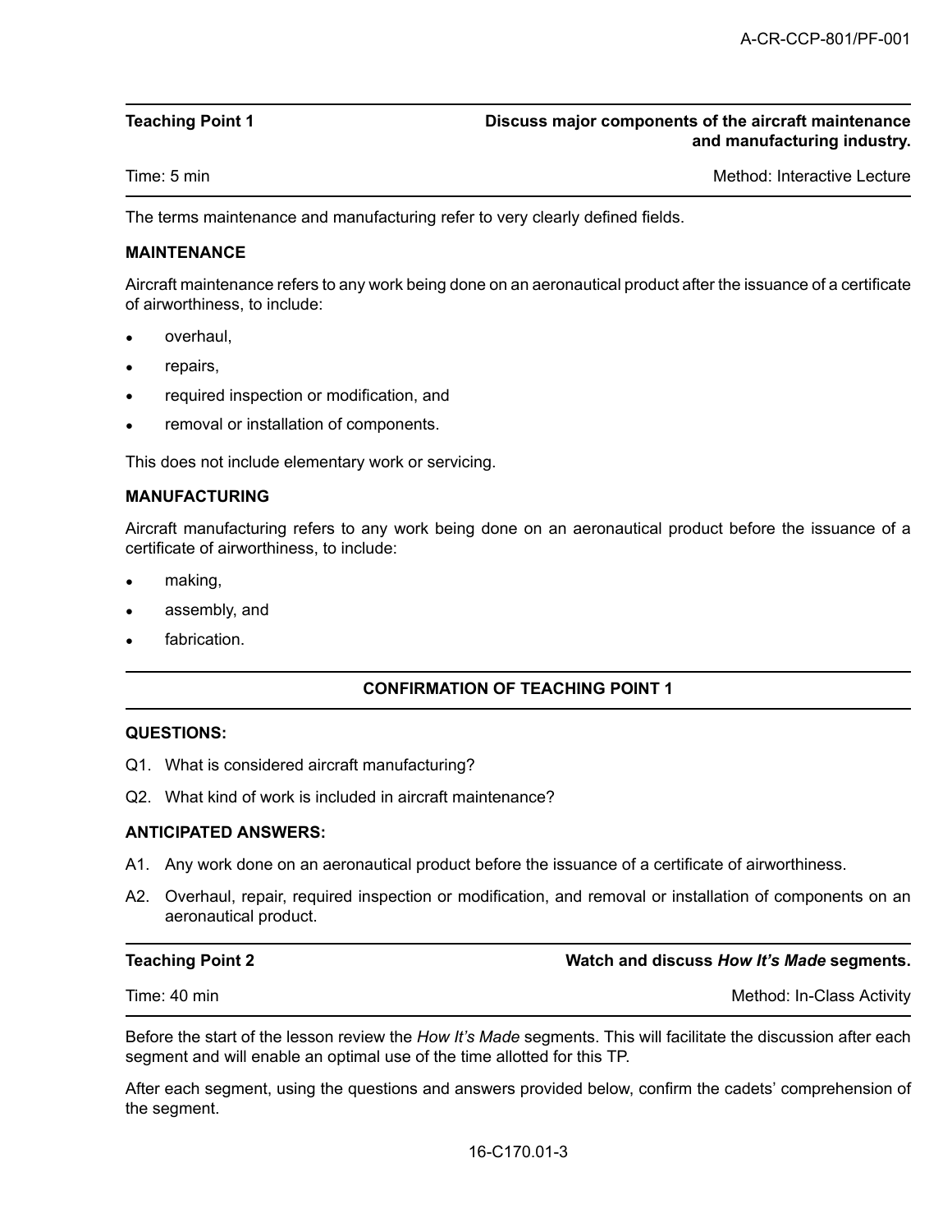| Teaching Point 1 | Discuss major components of the aircraft maintenance and manufacturing industry. |
| --- | --- |
| Time: 5 min | Method: Interactive Lecture |

The terms maintenance and manufacturing refer to very clearly defined fields.

**MAINTENANCE**

Aircraft maintenance refers to any work being done on an aeronautical product after the issuance of a certificate of airworthiness, to include:

- overhaul,
- repairs,
- required inspection or modification, and
- removal or installation of components.

This does not include elementary work or servicing.

**MANUFACTURING**

Aircraft manufacturing refers to any work being done on an aeronautical product before the issuance of a certificate of airworthiness, to include:

- making,
- assembly, and
- fabrication.

**CONFIRMATION OF TEACHING POINT 1**

**QUESTIONS:**

Q1. What is considered aircraft manufacturing?

Q2. What kind of work is included in aircraft maintenance?

**ANTICIPATED ANSWERS:**

A1. Any work done on an aeronautical product before the issuance of a certificate of airworthiness.

A2. Overhaul, repair, required inspection or modification, and removal or installation of components on an aeronautical product.

| Teaching Point 2 | Watch and discuss *How It's Made* segments. |
| --- | --- |
| Time: 40 min | Method: In-Class Activity |

Before the start of the lesson review the *How It's Made* segments. This will facilitate the discussion after each segment and will enable an optimal use of the time allotted for this TP.

After each segment, using the questions and answers provided below, confirm the cadets' comprehension of the segment.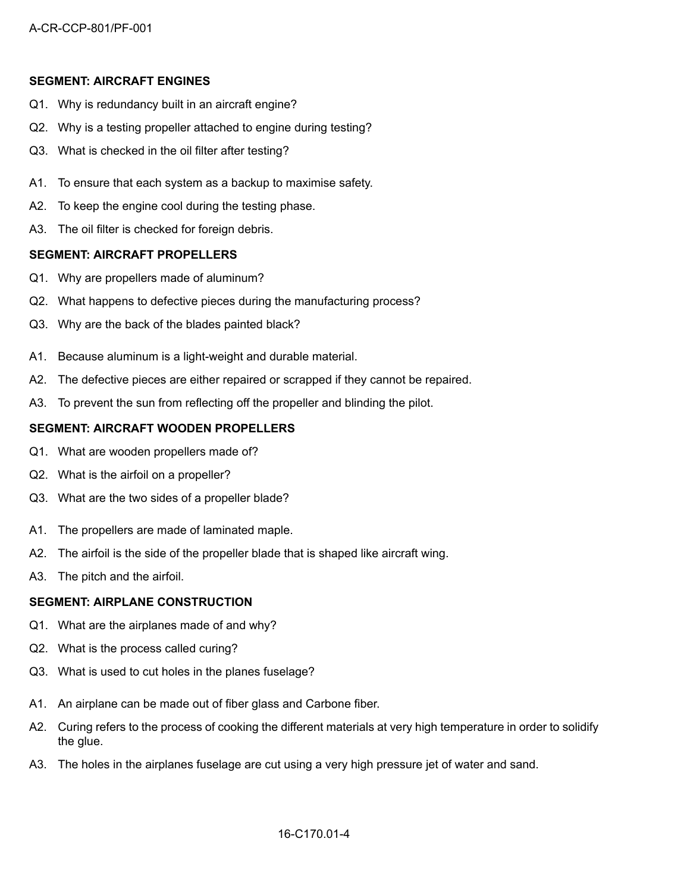**SEGMENT: AIRCRAFT ENGINES**

Q1. Why is redundancy built in an aircraft engine?

Q2. Why is a testing propeller attached to engine during testing?

Q3. What is checked in the oil filter after testing?

A1. To ensure that each system as a backup to maximise safety.

A2. To keep the engine cool during the testing phase.

A3. The oil filter is checked for foreign debris.

**SEGMENT: AIRCRAFT PROPELLERS**

Q1. Why are propellers made of aluminum?

Q2. What happens to defective pieces during the manufacturing process?

Q3. Why are the back of the blades painted black?

A1. Because aluminum is a light-weight and durable material.

A2. The defective pieces are either repaired or scrapped if they cannot be repaired.

A3. To prevent the sun from reflecting off the propeller and blinding the pilot.

**SEGMENT: AIRCRAFT WOODEN PROPELLERS**

Q1. What are wooden propellers made of?

Q2. What is the airfoil on a propeller?

Q3. What are the two sides of a propeller blade?

A1. The propellers are made of laminated maple.

A2. The airfoil is the side of the propeller blade that is shaped like aircraft wing.

A3. The pitch and the airfoil.

**SEGMENT: AIRPLANE CONSTRUCTION**

Q1. What are the airplanes made of and why?

Q2. What is the process called curing?

Q3. What is used to cut holes in the planes fuselage?

A1. An airplane can be made out of fiber glass and Carbone fiber.

A2. Curing refers to the process of cooking the different materials at very high temperature in order to solidify the glue.

A3. The holes in the airplanes fuselage are cut using a very high pressure jet of water and sand.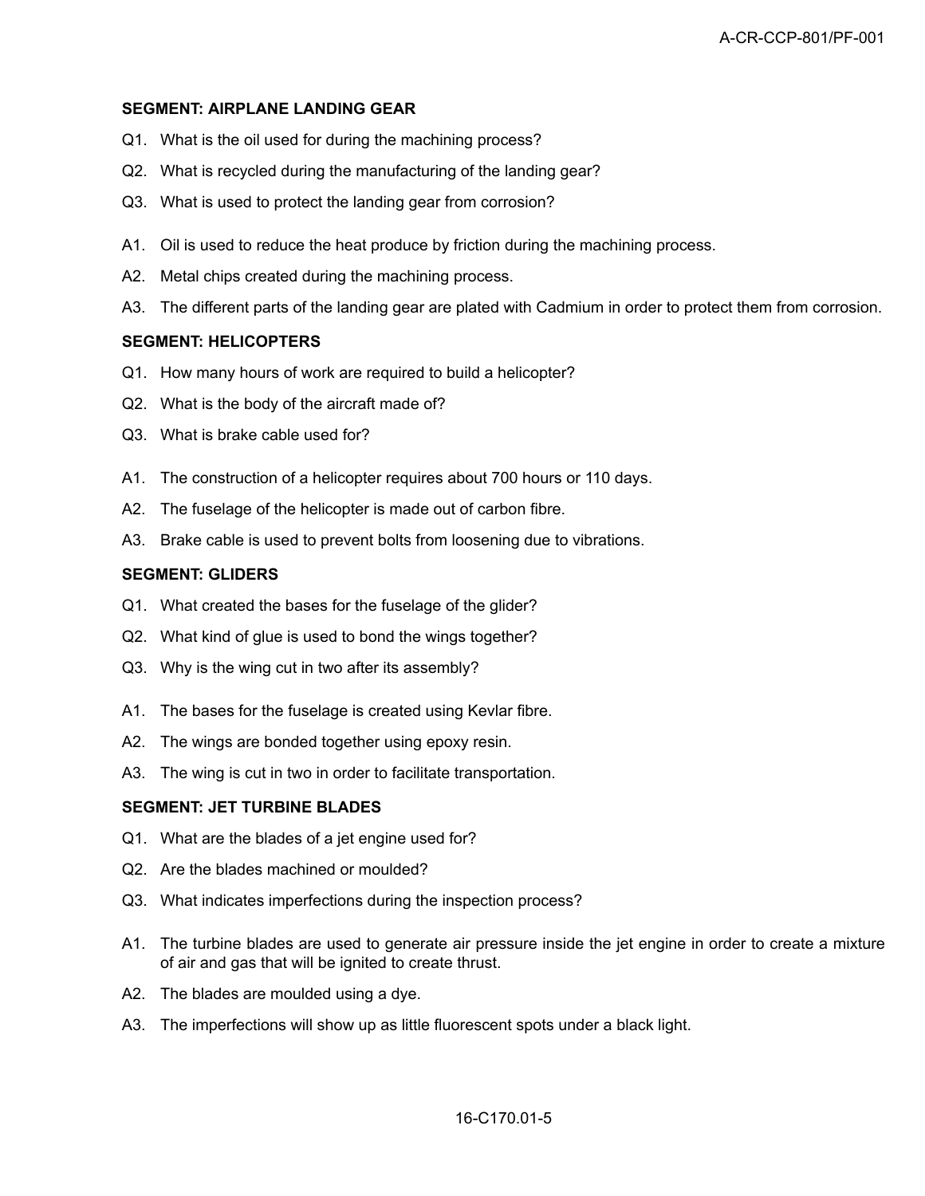**SEGMENT: AIRPLANE LANDING GEAR**

Q1. What is the oil used for during the machining process?

Q2. What is recycled during the manufacturing of the landing gear?

Q3. What is used to protect the landing gear from corrosion?

A1. Oil is used to reduce the heat produce by friction during the machining process.

A2. Metal chips created during the machining process.

A3. The different parts of the landing gear are plated with Cadmium in order to protect them from corrosion.

**SEGMENT: HELICOPTERS**

Q1. How many hours of work are required to build a helicopter?

Q2. What is the body of the aircraft made of?

Q3. What is brake cable used for?

A1. The construction of a helicopter requires about 700 hours or 110 days.

A2. The fuselage of the helicopter is made out of carbon fibre.

A3. Brake cable is used to prevent bolts from loosening due to vibrations.

**SEGMENT: GLIDERS**

Q1. What created the bases for the fuselage of the glider?

Q2. What kind of glue is used to bond the wings together?

Q3. Why is the wing cut in two after its assembly?

A1. The bases for the fuselage is created using Kevlar fibre.

A2. The wings are bonded together using epoxy resin.

A3. The wing is cut in two in order to facilitate transportation.

**SEGMENT: JET TURBINE BLADES**

Q1. What are the blades of a jet engine used for?

Q2. Are the blades machined or moulded?

Q3. What indicates imperfections during the inspection process?

A1. The turbine blades are used to generate air pressure inside the jet engine in order to create a mixture of air and gas that will be ignited to create thrust.

A2. The blades are moulded using a dye.

A3. The imperfections will show up as little fluorescent spots under a black light.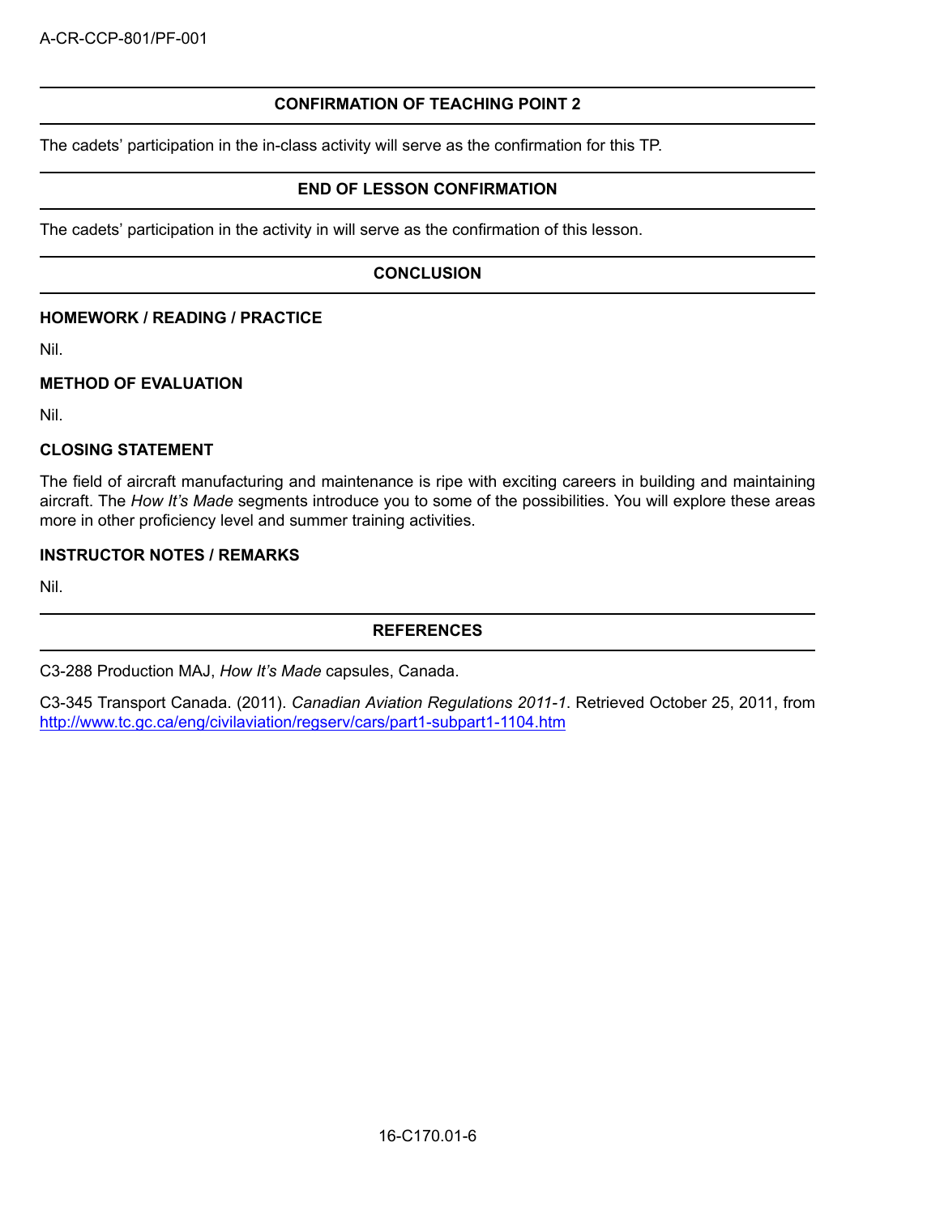## CONFIRMATION OF TEACHING POINT 2

The cadets' participation in the in-class activity will serve as the confirmation for this TP.

## END OF LESSON CONFIRMATION

The cadets' participation in the activity in will serve as the confirmation of this lesson.

## CONCLUSION

### HOMEWORK / READING / PRACTICE

Nil.

### METHOD OF EVALUATION

Nil.

### CLOSING STATEMENT

The field of aircraft manufacturing and maintenance is ripe with exciting careers in building and maintaining aircraft. The *How It's Made* segments introduce you to some of the possibilities. You will explore these areas more in other proficiency level and summer training activities.

### INSTRUCTOR NOTES / REMARKS

Nil.

## REFERENCES

C3-288 Production MAJ, *How It's Made* capsules, Canada.

C3-345 Transport Canada. (2011). *Canadian Aviation Regulations 2011-1*. Retrieved October 25, 2011, from http://www.tc.gc.ca/eng/civilaviation/regserv/cars/part1-subpart1-1104.htm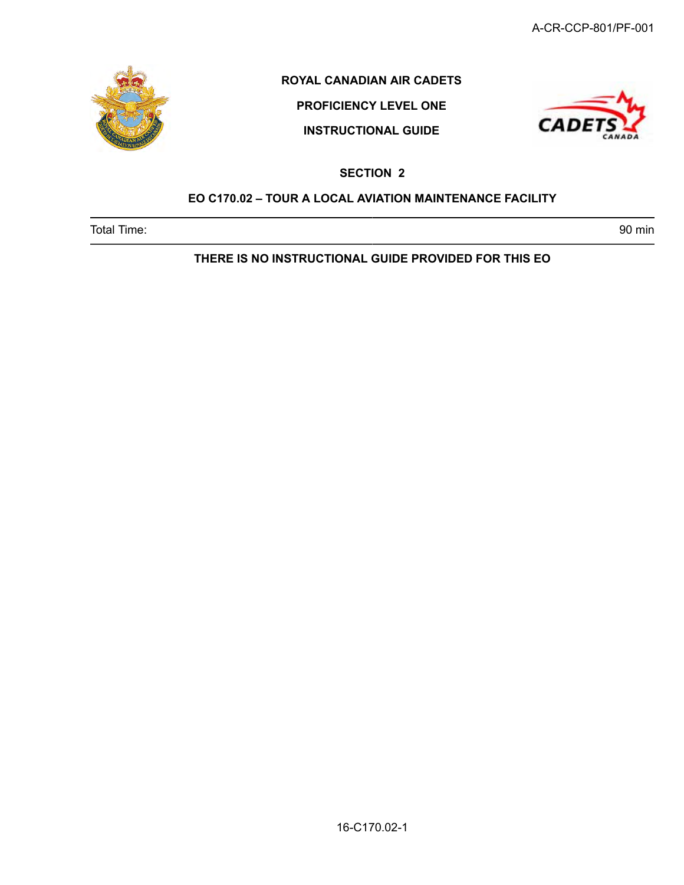**ROYAL CANADIAN AIR CADETS**

**PROFICIENCY LEVEL ONE**

**INSTRUCTIONAL GUIDE**

## SECTION 2

## EO C170.02 – TOUR A LOCAL AVIATION MAINTENANCE FACILITY

| | |
|---|---|
| Total Time: | 90 min |

**THERE IS NO INSTRUCTIONAL GUIDE PROVIDED FOR THIS EO**